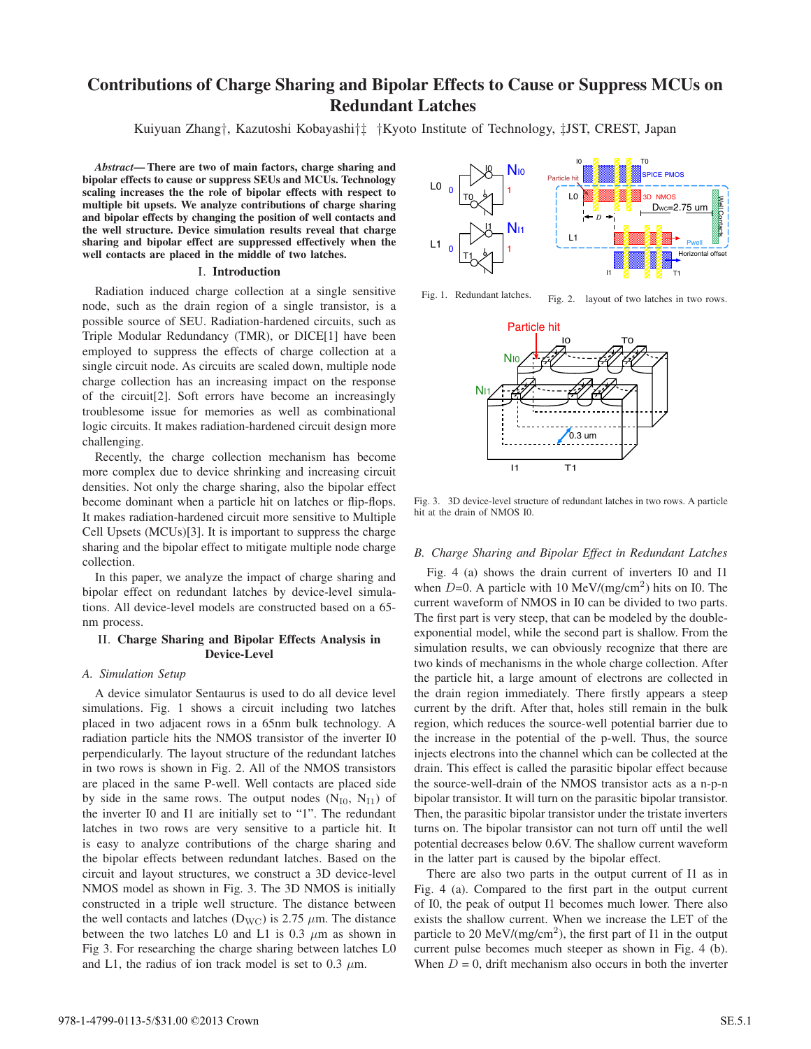# Contributions of Charge Sharing and Bipolar Effects to Cause or Suppress MCUs on Redundant Latches

Kuiyuan Zhang†, Kazutoshi Kobayashi†‡ †Kyoto Institute of Technology, ‡JST, CREST, Japan

***Abstract*— There are two of main factors, charge sharing and bipolar effects to cause or suppress SEUs and MCUs. Technology scaling increases the the role of bipolar effects with respect to multiple bit upsets. We analyze contributions of charge sharing and bipolar effects by changing the position of well contacts and the well structure. Device simulation results reveal that charge sharing and bipolar effect are suppressed effectively when the well contacts are placed in the middle of two latches.**

## I. Introduction

Radiation induced charge collection at a single sensitive node, such as the drain region of a single transistor, is a possible source of SEU. Radiation-hardened circuits, such as Triple Modular Redundancy (TMR), or DICE[1] have been employed to suppress the effects of charge collection at a single circuit node. As circuits are scaled down, multiple node charge collection has an increasing impact on the response of the circuit[2]. Soft errors have become an increasingly troublesome issue for memories as well as combinational logic circuits. It makes radiation-hardened circuit design more challenging.

Recently, the charge collection mechanism has become more complex due to device shrinking and increasing circuit densities. Not only the charge sharing, also the bipolar effect become dominant when a particle hit on latches or flip-flops. It makes radiation-hardened circuit more sensitive to Multiple Cell Upsets (MCUs)[3]. It is important to suppress the charge sharing and the bipolar effect to mitigate multiple node charge collection.

In this paper, we analyze the impact of charge sharing and bipolar effect on redundant latches by device-level simulations. All device-level models are constructed based on a 65-nm process.

## II. Charge Sharing and Bipolar Effects Analysis in Device-Level

### A. Simulation Setup

A device simulator Sentaurus is used to do all device level simulations. Fig. 1 shows a circuit including two latches placed in two adjacent rows in a 65nm bulk technology. A radiation particle hits the NMOS transistor of the inverter I0 perpendicularly. The layout structure of the redundant latches in two rows is shown in Fig. 2. All of the NMOS transistors are placed in the same P-well. Well contacts are placed side by side in the same rows. The output nodes ($N_{I0}$, $N_{I1}$) of the inverter I0 and I1 are initially set to "1". The redundant latches in two rows are very sensitive to a particle hit. It is easy to analyze contributions of the charge sharing and the bipolar effects between redundant latches. Based on the circuit and layout structures, we construct a 3D device-level NMOS model as shown in Fig. 3. The 3D NMOS is initially constructed in a triple well structure. The distance between the well contacts and latches ($D_{WC}$) is 2.75 $\mu$m. The distance between the two latches L0 and L1 is 0.3 $\mu$m as shown in Fig 3. For researching the charge sharing between latches L0 and L1, the radius of ion track model is set to 0.3 $\mu$m.

Fig. 1. Redundant latches.

Fig. 2. layout of two latches in two rows.

Fig. 3. 3D device-level structure of redundant latches in two rows. A particle hit at the drain of NMOS I0.

### B. Charge Sharing and Bipolar Effect in Redundant Latches

Fig. 4 (a) shows the drain current of inverters I0 and I1 when $D$=0. A particle with 10 MeV/(mg/cm$^2$) hits on I0. The current waveform of NMOS in I0 can be divided to two parts. The first part is very steep, that can be modeled by the double-exponential model, while the second part is shallow. From the simulation results, we can obviously recognize that there are two kinds of mechanisms in the whole charge collection. After the particle hit, a large amount of electrons are collected in the drain region immediately. There firstly appears a steep current by the drift. After that, holes still remain in the bulk region, which reduces the source-well potential barrier due to the increase in the potential of the p-well. Thus, the source injects electrons into the channel which can be collected at the drain. This effect is called the parasitic bipolar effect because the source-well-drain of the NMOS transistor acts as a n-p-n bipolar transistor. It will turn on the parasitic bipolar transistor. Then, the parasitic bipolar transistor under the tristate inverters turns on. The bipolar transistor can not turn off until the well potential decreases below 0.6V. The shallow current waveform in the latter part is caused by the bipolar effect.

There are also two parts in the output current of I1 as in Fig. 4 (a). Compared to the first part in the output current of I0, the peak of output I1 becomes much lower. There also exists the shallow current. When we increase the LET of the particle to 20 MeV/(mg/cm$^2$), the first part of I1 in the output current pulse becomes much steeper as shown in Fig. 4 (b). When $D$ = 0, drift mechanism also occurs in both the inverter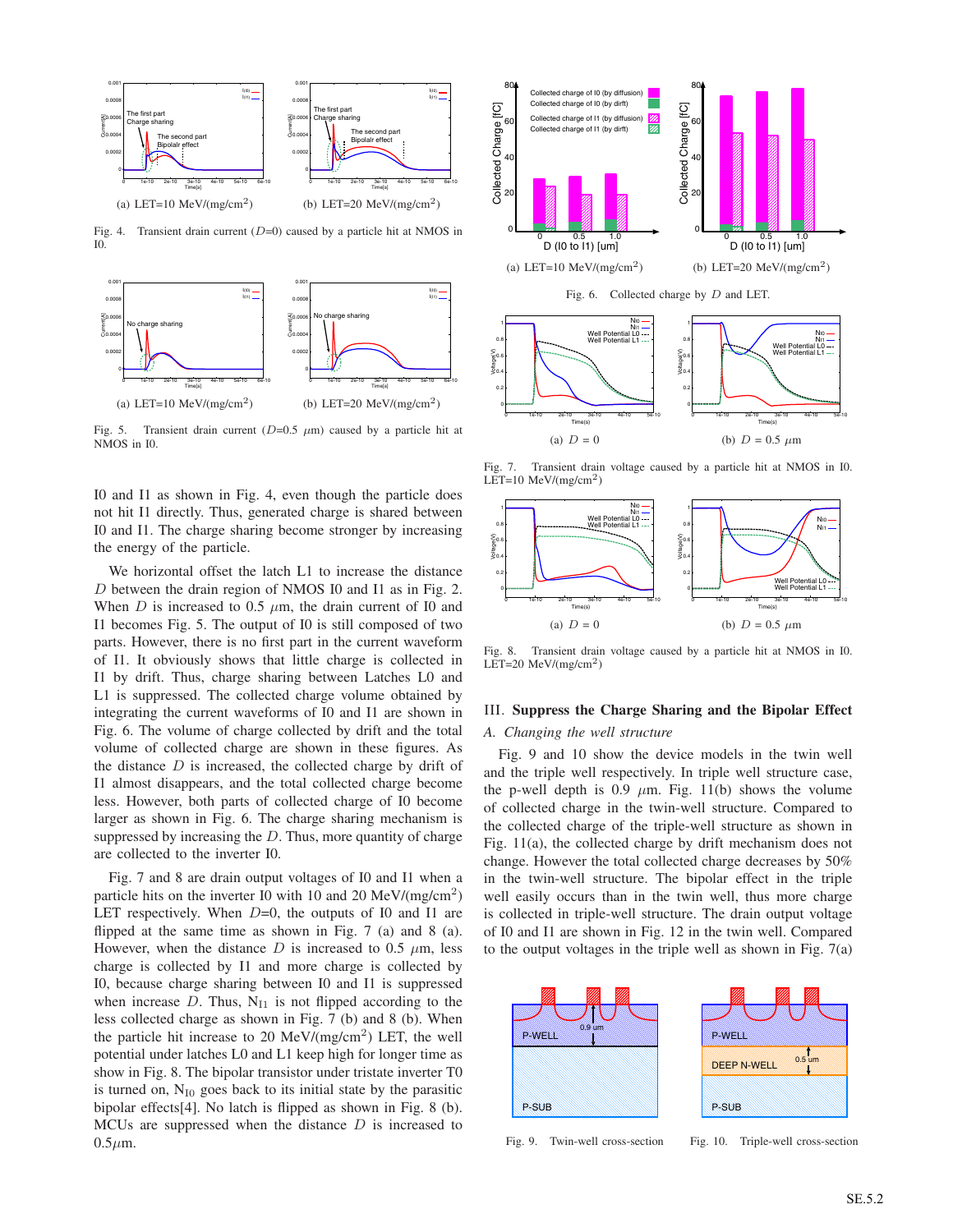(a) LET=10 MeV/(mg/cm$^2$)

(b) LET=20 MeV/(mg/cm$^2$)

Fig. 4. Transient drain current ($D$=0) caused by a particle hit at NMOS in I0.

(a) LET=10 MeV/(mg/cm$^2$)

(b) LET=20 MeV/(mg/cm$^2$)

Fig. 5. Transient drain current ($D$=0.5 $\mu$m) caused by a particle hit at NMOS in I0.

I0 and I1 as shown in Fig. 4, even though the particle does not hit I1 directly. Thus, generated charge is shared between I0 and I1. The charge sharing become stronger by increasing the energy of the particle.

We horizontal offset the latch L1 to increase the distance $D$ between the drain region of NMOS I0 and I1 as in Fig. 2. When $D$ is increased to 0.5 $\mu$m, the drain current of I0 and I1 becomes Fig. 5. The output of I0 is still composed of two parts. However, there is no first part in the current waveform of I1. It obviously shows that little charge is collected in I1 by drift. Thus, charge sharing between Latches L0 and L1 is suppressed. The collected charge volume obtained by integrating the current waveforms of I0 and I1 are shown in Fig. 6. The volume of charge collected by drift and the total volume of collected charge are shown in these figures. As the distance $D$ is increased, the collected charge by drift of I1 almost disappears, and the total collected charge become less. However, both parts of collected charge of I0 become larger as shown in Fig. 6. The charge sharing mechanism is suppressed by increasing the $D$. Thus, more quantity of charge are collected to the inverter I0.

Fig. 7 and 8 are drain output voltages of I0 and I1 when a particle hits on the inverter I0 with 10 and 20 MeV/(mg/cm$^2$) LET respectively. When $D$=0, the outputs of I0 and I1 are flipped at the same time as shown in Fig. 7 (a) and 8 (a). However, when the distance $D$ is increased to 0.5 $\mu$m, less charge is collected by I1 and more charge is collected by I0, because charge sharing between I0 and I1 is suppressed when increase $D$. Thus, $N_{I1}$ is not flipped according to the less collected charge as shown in Fig. 7 (b) and 8 (b). When the particle hit increase to 20 MeV/(mg/cm$^2$) LET, the well potential under latches L0 and L1 keep high for longer time as show in Fig. 8. The bipolar transistor under tristate inverter T0 is turned on, $N_{I0}$ goes back to its initial state by the parasitic bipolar effects[4]. No latch is flipped as shown in Fig. 8 (b). MCUs are suppressed when the distance $D$ is increased to 0.5$\mu$m.

(a) LET=10 MeV/(mg/cm$^2$)

(b) LET=20 MeV/(mg/cm$^2$)

Fig. 6. Collected charge by $D$ and LET.

(a) $D$ = 0

(b) $D$ = 0.5 $\mu$m

Fig. 7. Transient drain voltage caused by a particle hit at NMOS in I0. LET=10 MeV/(mg/cm$^2$)

(a) $D$ = 0

(b) $D$ = 0.5 $\mu$m

Fig. 8. Transient drain voltage caused by a particle hit at NMOS in I0. LET=20 MeV/(mg/cm$^2$)

## III. Suppress the Charge Sharing and the Bipolar Effect

### A. *Changing the well structure*

Fig. 9 and 10 show the device models in the twin well and the triple well respectively. In triple well structure case, the p-well depth is 0.9 $\mu$m. Fig. 11(b) shows the volume of collected charge in the twin-well structure. Compared to the collected charge of the triple-well structure as shown in Fig. 11(a), the collected charge by drift mechanism does not change. However the total collected charge decreases by 50% in the twin-well structure. The bipolar effect in the triple well easily occurs than in the twin well, thus more charge is collected in triple-well structure. The drain output voltage of I0 and I1 are shown in Fig. 12 in the twin well. Compared to the output voltages in the triple well as shown in Fig. 7(a)

Fig. 9. Twin-well cross-section

Fig. 10. Triple-well cross-section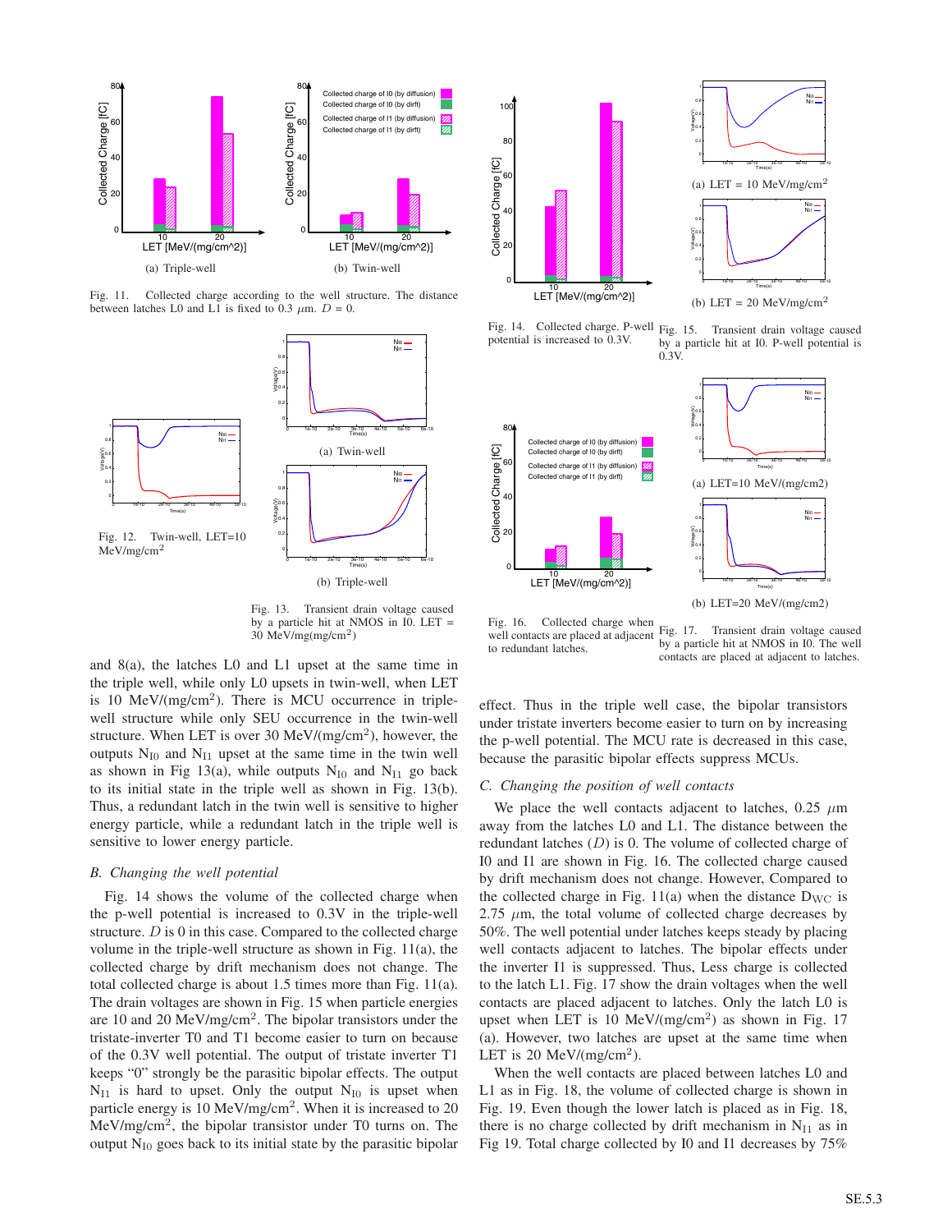Fig. 11. Collected charge according to the well structure. The distance between latches L0 and L1 is fixed to 0.3 $\mu$m. $D$ = 0.

(a) Triple-well

(b) Twin-well

Fig. 12. Twin-well, LET=10 MeV/mg/cm$^2$

(a) Twin-well

(b) Triple-well

Fig. 13. Transient drain voltage caused by a particle hit at NMOS in I0. LET = 30 MeV/mg(mg/cm$^2$)

and 8(a), the latches L0 and L1 upset at the same time in the triple well, while only L0 upsets in twin-well, when LET is 10 MeV/(mg/cm$^2$). There is MCU occurrence in triple-well structure while only SEU occurrence in the twin-well structure. When LET is over 30 MeV/(mg/cm$^2$), however, the outputs $N_{I0}$ and $N_{I1}$ upset at the same time in the twin well as shown in Fig 13(a), while outputs $N_{I0}$ and $N_{I1}$ go back to its initial state in the triple well as shown in Fig. 13(b). Thus, a redundant latch in the twin well is sensitive to higher energy particle, while a redundant latch in the triple well is sensitive to lower energy particle.

### *B. Changing the well potential*

Fig. 14 shows the volume of the collected charge when the p-well potential is increased to 0.3V in the triple-well structure. $D$ is 0 in this case. Compared to the collected charge volume in the triple-well structure as shown in Fig. 11(a), the collected charge by drift mechanism does not change. The total collected charge is about 1.5 times more than Fig. 11(a). The drain voltages are shown in Fig. 15 when particle energies are 10 and 20 MeV/mg/cm$^2$. The bipolar transistors under the tristate-inverter T0 and T1 become easier to turn on because of the 0.3V well potential. The output of tristate inverter T1 keeps "0" strongly be the parasitic bipolar effects. The output $N_{I1}$ is hard to upset. Only the output $N_{I0}$ is upset when particle energy is 10 MeV/mg/cm$^2$. When it is increased to 20 MeV/mg/cm$^2$, the bipolar transistor under T0 turns on. The output $N_{I0}$ goes back to its initial state by the parasitic bipolar effect. Thus in the triple well case, the bipolar transistors under tristate inverters become easier to turn on by increasing the p-well potential. The MCU rate is decreased in this case, because the parasitic bipolar effects suppress MCUs.

Fig. 14. Collected charge. P-well potential is increased to 0.3V.

(a) LET = 10 MeV/mg/cm$^2$

(b) LET = 20 MeV/mg/cm$^2$

Fig. 15. Transient drain voltage caused by a particle hit at I0. P-well potential is 0.3V.

### *C. Changing the position of well contacts*

We place the well contacts adjacent to latches, 0.25 $\mu$m away from the latches L0 and L1. The distance between the redundant latches ($D$) is 0. The volume of collected charge of I0 and I1 are shown in Fig. 16. The collected charge caused by drift mechanism does not change. However, Compared to the collected charge in Fig. 11(a) when the distance $D_{WC}$ is 2.75 $\mu$m, the total volume of collected charge decreases by 50%. The well potential under latches keeps steady by placing well contacts adjacent to latches. The bipolar effects under the inverter I1 is suppressed. Thus, Less charge is collected to the latch L1. Fig. 17 show the drain voltages when the well contacts are placed adjacent to latches. Only the latch L0 is upset when LET is 10 MeV/(mg/cm$^2$) as shown in Fig. 17 (a). However, two latches are upset at the same time when LET is 20 MeV/(mg/cm$^2$).

Fig. 16. Collected charge when well contacts are placed at adjacent to redundant latches.

(a) LET=10 MeV/(mg/cm2)

(b) LET=20 MeV/(mg/cm2)

Fig. 17. Transient drain voltage caused by a particle hit at NMOS in I0. The well contacts are placed at adjacent to latches.

When the well contacts are placed between latches L0 and L1 as in Fig. 18, the volume of collected charge is shown in Fig. 19. Even though the lower latch is placed as in Fig. 18, there is no charge collected by drift mechanism in $N_{I1}$ as in Fig 19. Total charge collected by I0 and I1 decreases by 75%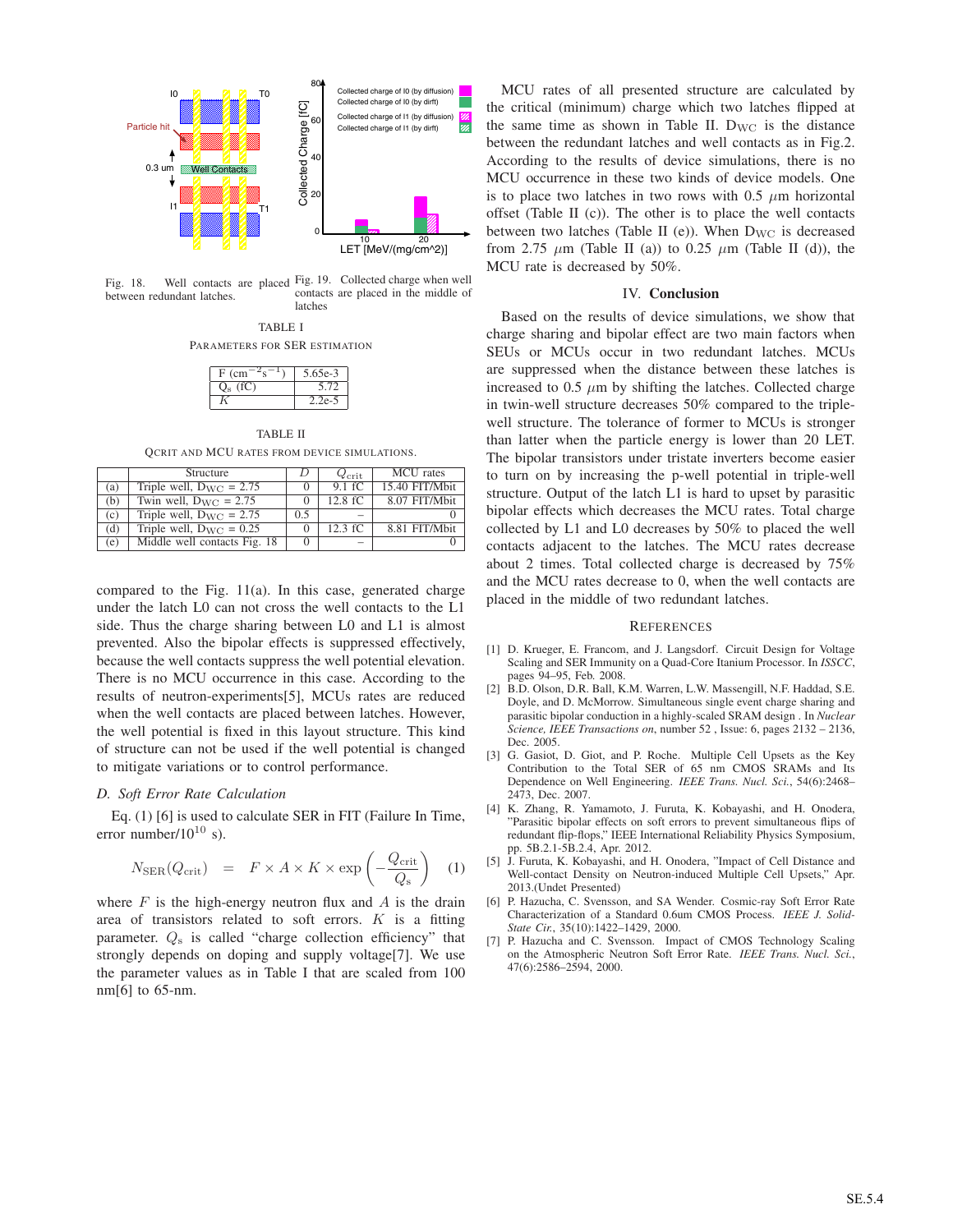I0

T0

Particle hit

0.3 um

Well Contacts

I1

T1

Fig. 18. Well contacts are placed between redundant latches.

80

60

40

20

0

Collected Charge [fC]

Collected charge of I0 (by diffusion)

Collected charge of I0 (by dirft)

Collected charge of I1 (by diffusion)

Collected charge of I1 (by dirft)

10

20

LET [MeV/(mg/cm^2)]

Fig. 19. Collected charge when well contacts are placed in the middle of latches

TABLE I

PARAMETERS FOR SER ESTIMATION

| | |
|---|---|
| F ($\mathrm{cm}^{-2}\mathrm{s}^{-1}$) | 5.65e-3 |
| $Q_s$ (fC) | 5.72 |
| $K$ | 2.2e-5 |

TABLE II

QCRIT AND MCU RATES FROM DEVICE SIMULATIONS.

| | Structure | $D$ | $Q_{\mathrm{crit}}$ | MCU rates |
|---|---|---|---|---|
| (a) | Triple well, $D_{WC}$ = 2.75 | 0 | 9.1 fC | 15.40 FIT/Mbit |
| (b) | Twin well, $D_{WC}$ = 2.75 | 0 | 12.8 fC | 8.07 FIT/Mbit |
| (c) | Triple well, $D_{WC}$ = 2.75 | 0.5 | – | 0 |
| (d) | Triple well, $D_{WC}$ = 0.25 | 0 | 12.3 fC | 8.81 FIT/Mbit |
| (e) | Middle well contacts Fig. 18 | 0 | – | 0 |

compared to the Fig. 11(a). In this case, generated charge under the latch L0 can not cross the well contacts to the L1 side. Thus the charge sharing between L0 and L1 is almost prevented. Also the bipolar effects is suppressed effectively, because the well contacts suppress the well potential elevation. There is no MCU occurrence in this case. According to the results of neutron-experiments[5], MCUs rates are reduced when the well contacts are placed between latches. However, the well potential is fixed in this layout structure. This kind of structure can not be used if the well potential is changed to mitigate variations or to control performance.

### D. Soft Error Rate Calculation

Eq. (1) [6] is used to calculate SER in FIT (Failure In Time, error number/$10^{10}$ s).

$$N_{\mathrm{SER}}(Q_{\mathrm{crit}}) = F \times A \times K \times \exp\left(-\frac{Q_{\mathrm{crit}}}{Q_{\mathrm{s}}}\right) \quad (1)$$

where $F$ is the high-energy neutron flux and $A$ is the drain area of transistors related to soft errors. $K$ is a fitting parameter. $Q_{\mathrm{s}}$ is called "charge collection efficiency" that strongly depends on doping and supply voltage[7]. We use the parameter values as in Table I that are scaled from 100 nm[6] to 65-nm.

MCU rates of all presented structure are calculated by the critical (minimum) charge which two latches flipped at the same time as shown in Table II. $D_{WC}$ is the distance between the redundant latches and well contacts as in Fig.2. According to the results of device simulations, there is no MCU occurrence in these two kinds of device models. One is to place two latches in two rows with 0.5 $\mu$m horizontal offset (Table II (c)). The other is to place the well contacts between two latches (Table II (e)). When $D_{WC}$ is decreased from 2.75 $\mu$m (Table II (a)) to 0.25 $\mu$m (Table II (d)), the MCU rate is decreased by 50%.

## IV. Conclusion

Based on the results of device simulations, we show that charge sharing and bipolar effect are two main factors when SEUs or MCUs occur in two redundant latches. MCUs are suppressed when the distance between these latches is increased to 0.5 $\mu$m by shifting the latches. Collected charge in twin-well structure decreases 50% compared to the triple-well structure. The tolerance of former to MCUs is stronger than latter when the particle energy is lower than 20 LET. The bipolar transistors under tristate inverters become easier to turn on by increasing the p-well potential in triple-well structure. Output of the latch L1 is hard to upset by parasitic bipolar effects which decrease the MCU rates. Total charge collected by L1 and L0 decreases by 50% to placed the well contacts adjacent to the latches. The MCU rates decrease about 2 times. Total collected charge is decreased by 75% and the MCU rates decrease to 0, when the well contacts are placed in the middle of two redundant latches.

## References

[1] D. Krueger, E. Francom, and J. Langsdorf. Circuit Design for Voltage Scaling and SER Immunity on a Quad-Core Itanium Processor. In *ISSCC*, pages 94–95, Feb. 2008.

[2] B.D. Olson, D.R. Ball, K.M. Warren, L.W. Massengill, N.F. Haddad, S.E. Doyle, and D. McMorrow. Simultaneous single event charge sharing and parasitic bipolar conduction in a highly-scaled SRAM design . In *Nuclear Science, IEEE Transactions on*, number 52 , Issue: 6, pages 2132 – 2136, Dec. 2005.

[3] G. Gasiot, D. Giot, and P. Roche. Multiple Cell Upsets as the Key Contribution to the Total SER of 65 nm CMOS SRAMs and Its Dependence on Well Engineering. *IEEE Trans. Nucl. Sci.*, 54(6):2468–2473, Dec. 2007.

[4] K. Zhang, R. Yamamoto, J. Furuta, K. Kobayashi, and H. Onodera, "Parasitic bipolar effects on soft errors to prevent simultaneous flips of redundant flip-flops," IEEE International Reliability Physics Symposium, pp. 5B.2.1-5B.2.4, Apr. 2012.

[5] J. Furuta, K. Kobayashi, and H. Onodera, "Impact of Cell Distance and Well-contact Density on Neutron-induced Multiple Cell Upsets," Apr. 2013.(Undet Presented)

[6] P. Hazucha, C. Svensson, and SA Wender. Cosmic-ray Soft Error Rate Characterization of a Standard 0.6um CMOS Process. *IEEE J. Solid-State Cir.*, 35(10):1422–1429, 2000.

[7] P. Hazucha and C. Svensson. Impact of CMOS Technology Scaling on the Atmospheric Neutron Soft Error Rate. *IEEE Trans. Nucl. Sci.*, 47(6):2586–2594, 2000.